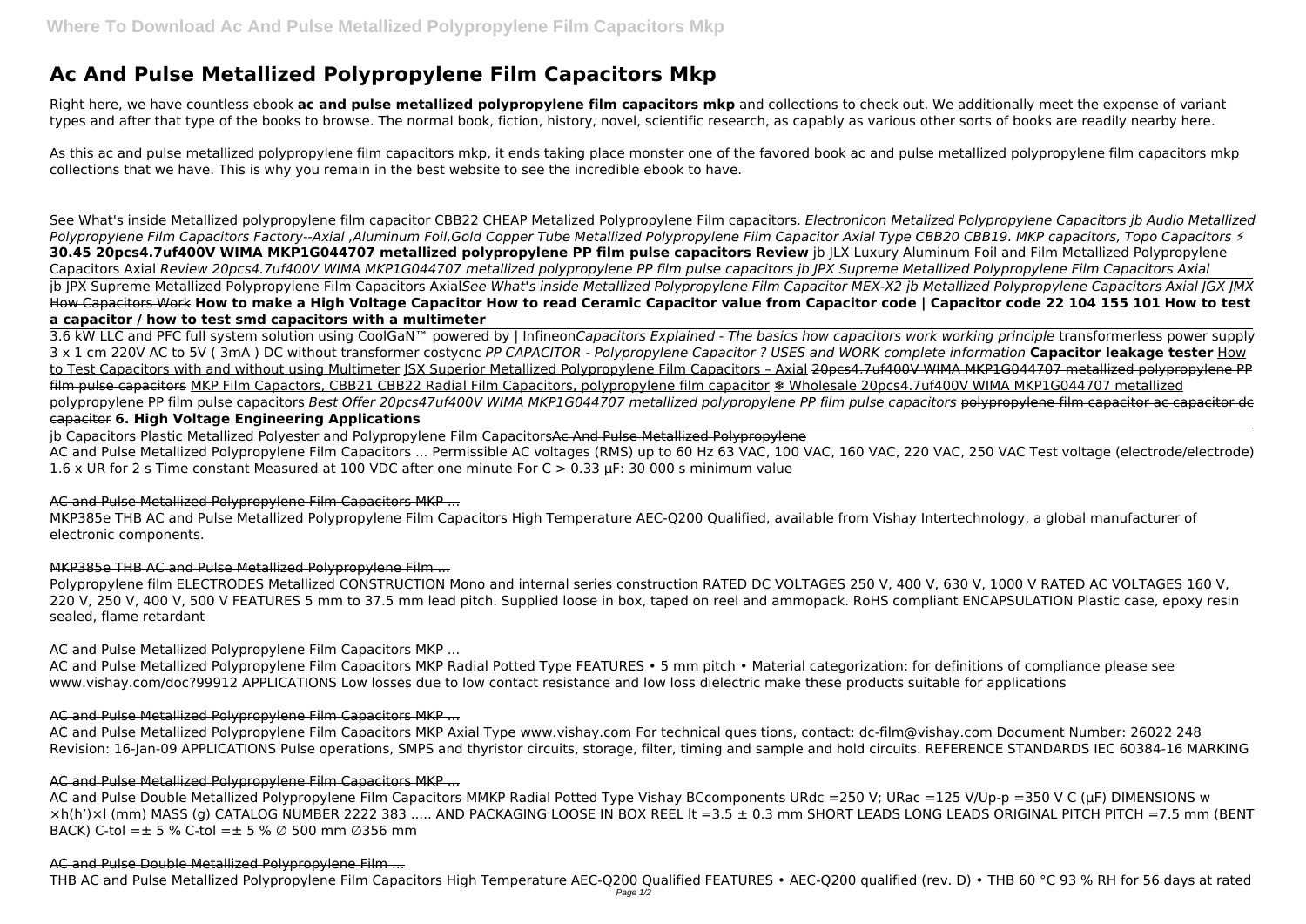# Ac And Pulse Metallized Polypropylene Film Capacitors Mkp

Right here, we have countless ebook **ac and pulse metallized polypropylene film capacitors mkp** and collections to check out. We additionally meet the expense of variant types and after that type of the books to browse. The normal book, fiction, history, novel, scientific research, as capably as various other sorts of books are readily nearby here.

As this ac and pulse metallized polypropylene film capacitors mkp, it ends taking place monster one of the favored book ac and pulse metallized polypropylene film capacitors mkp collections that we have. This is why you remain in the best website to see the incredible ebook to have.

---

See What's inside Metallized polypropylene film capacitor CBB22 CHEAP Metalized Polypropylene Film capacitors. *Electronicon Metalized Polypropylene Capacitors jb Audio Metallized Polypropylene Film Capacitors Factory--Axial ,Aluminum Foil,Gold Copper Tube Metallized Polypropylene Film Capacitor Axial Type CBB20 CBB19. MKP capacitors, Topo Capacitors ⚡* **30.45 20pcs4.7uf400V WIMA MKP1G044707 metallized polypropylene PP film pulse capacitors Review** jb JLX Luxury Aluminum Foil and Film Metallized Polypropylene Capacitors Axial *Review 20pcs4.7uf400V WIMA MKP1G044707 metallized polypropylene PP film pulse capacitors jb JPX Supreme Metallized Polypropylene Film Capacitors Axial*

jb JPX Supreme Metallized Polypropylene Film Capacitors Axial*See What's inside Metallized Polypropylene Film Capacitor MEX-X2 jb Metallized Polypropylene Capacitors Axial JGX JMX* How Capacitors Work **How to make a High Voltage Capacitor How to read Ceramic Capacitor value from Capacitor code | Capacitor code 22 104 155 101 How to test a capacitor / how to test smd capacitors with a multimeter**

3.6 kW LLC and PFC full system solution using CoolGaN™ powered by | Infineon*Capacitors Explained - The basics how capacitors work working principle* transformerless power supply 3 x 1 cm 220V AC to 5V ( 3mA ) DC without transformer costycnc *PP CAPACITOR - Polypropylene Capacitor ? USES and WORK complete information* **Capacitor leakage tester** How to Test Capacitors with and without using Multimeter JSX Superior Metallized Polypropylene Film Capacitors – Axial ~~20pcs4.7uf400V WIMA MKP1G044707 metallized polypropylene PP film pulse capacitors~~ MKP Film Capactors, CBB21 CBB22 Radial Film Capacitors, polypropylene film capacitor ❄ Wholesale 20pcs4.7uf400V WIMA MKP1G044707 metallized polypropylene PP film pulse capacitors *Best Offer 20pcs47uf400V WIMA MKP1G044707 metallized polypropylene PP film pulse capacitors* ~~polypropylene film capacitor ac capacitor dc capacitor~~ **6. High Voltage Engineering Applications**

jb Capacitors Plastic Metallized Polyester and Polypropylene Film Capacitors~~Ac And Pulse Metallized Polypropylene~~

AC and Pulse Metallized Polypropylene Film Capacitors ... Permissible AC voltages (RMS) up to 60 Hz 63 VAC, 100 VAC, 160 VAC, 220 VAC, 250 VAC Test voltage (electrode/electrode) 1.6 x UR for 2 s Time constant Measured at 100 VDC after one minute For C > 0.33 μF: 30 000 s minimum value

~~AC and Pulse Metallized Polypropylene Film Capacitors MKP ...~~

MKP385e THB AC and Pulse Metallized Polypropylene Film Capacitors High Temperature AEC-Q200 Qualified, available from Vishay Intertechnology, a global manufacturer of electronic components.

~~MKP385e THB AC and Pulse Metallized Polypropylene Film ...~~

Polypropylene film ELECTRODES Metallized CONSTRUCTION Mono and internal series construction RATED DC VOLTAGES 250 V, 400 V, 630 V, 1000 V RATED AC VOLTAGES 160 V, 220 V, 250 V, 400 V, 500 V FEATURES 5 mm to 37.5 mm lead pitch. Supplied loose in box, taped on reel and ammopack. RoHS compliant ENCAPSULATION Plastic case, epoxy resin sealed, flame retardant

~~AC and Pulse Metallized Polypropylene Film Capacitors MKP ...~~

AC and Pulse Metallized Polypropylene Film Capacitors MKP Radial Potted Type FEATURES • 5 mm pitch • Material categorization: for definitions of compliance please see www.vishay.com/doc?99912 APPLICATIONS Low losses due to low contact resistance and low loss dielectric make these products suitable for applications

~~AC and Pulse Metallized Polypropylene Film Capacitors MKP ...~~

AC and Pulse Metallized Polypropylene Film Capacitors MKP Axial Type www.vishay.com For technical ques tions, contact: dc-film@vishay.com Document Number: 26022 248 Revision: 16-Jan-09 APPLICATIONS Pulse operations, SMPS and thyristor circuits, storage, filter, timing and sample and hold circuits. REFERENCE STANDARDS IEC 60384-16 MARKING

~~AC and Pulse Metallized Polypropylene Film Capacitors MKP ...~~

AC and Pulse Double Metallized Polypropylene Film Capacitors MMKP Radial Potted Type Vishay BCcomponents URdc =250 V; URac =125 V/Up-p =350 V C (μF) DIMENSIONS w ×h(h')×l (mm) MASS (g) CATALOG NUMBER 2222 383 ..... AND PACKAGING LOOSE IN BOX REEL lt =3.5 ± 0.3 mm SHORT LEADS LONG LEADS ORIGINAL PITCH PITCH =7.5 mm (BENT BACK) C-tol =± 5 % C-tol =± 5 % ∅ 500 mm ∅356 mm

~~AC and Pulse Double Metallized Polypropylene Film ...~~

THB AC and Pulse Metallized Polypropylene Film Capacitors High Temperature AEC-Q200 Qualified FEATURES • AEC-Q200 qualified (rev. D) • THB 60 °C 93 % RH for 56 days at rated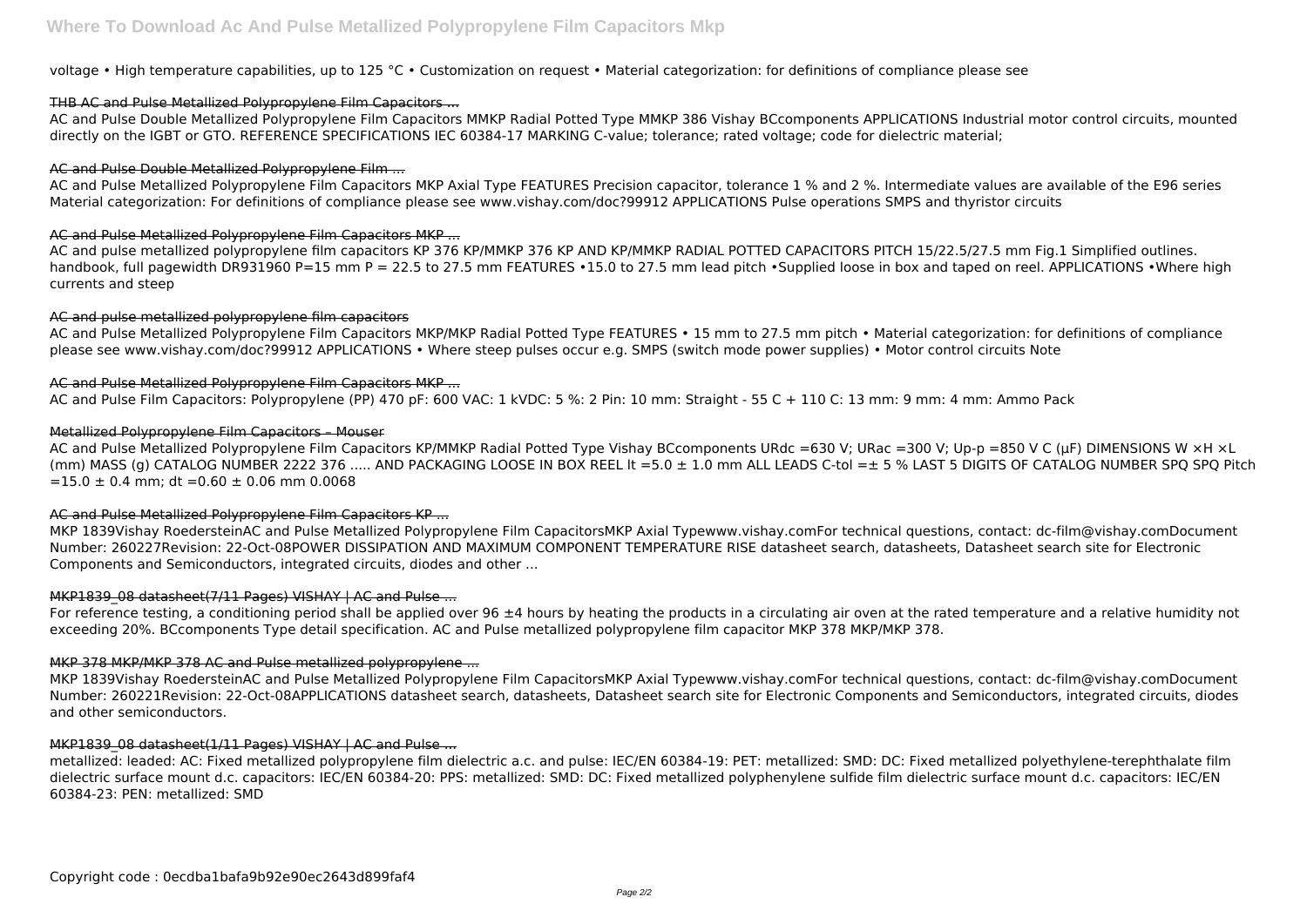voltage • High temperature capabilities, up to 125 °C • Customization on request • Material categorization: for definitions of compliance please see

### THB AC and Pulse Metallized Polypropylene Film Capacitors ...

AC and Pulse Double Metallized Polypropylene Film Capacitors MMKP Radial Potted Type MMKP 386 Vishay BCcomponents APPLICATIONS Industrial motor control circuits, mounted directly on the IGBT or GTO. REFERENCE SPECIFICATIONS IEC 60384-17 MARKING C-value; tolerance; rated voltage; code for dielectric material;

### AC and Pulse Double Metallized Polypropylene Film ...

AC and Pulse Metallized Polypropylene Film Capacitors MKP Axial Type FEATURES Precision capacitor, tolerance 1 % and 2 %. Intermediate values are available of the E96 series Material categorization: For definitions of compliance please see www.vishay.com/doc?99912 APPLICATIONS Pulse operations SMPS and thyristor circuits

### AC and Pulse Metallized Polypropylene Film Capacitors MKP ...

AC and pulse metallized polypropylene film capacitors KP 376 KP/MMKP 376 KP AND KP/MMKP RADIAL POTTED CAPACITORS PITCH 15/22.5/27.5 mm Fig.1 Simplified outlines. handbook, full pagewidth DR931960 P=15 mm P = 22.5 to 27.5 mm FEATURES •15.0 to 27.5 mm lead pitch •Supplied loose in box and taped on reel. APPLICATIONS •Where high currents and steep

### AC and pulse metallized polypropylene film capacitors

AC and Pulse Metallized Polypropylene Film Capacitors MKP/MKP Radial Potted Type FEATURES • 15 mm to 27.5 mm pitch • Material categorization: for definitions of compliance please see www.vishay.com/doc?99912 APPLICATIONS • Where steep pulses occur e.g. SMPS (switch mode power supplies) • Motor control circuits Note

### AC and Pulse Metallized Polypropylene Film Capacitors MKP ...

AC and Pulse Film Capacitors: Polypropylene (PP) 470 pF: 600 VAC: 1 kVDC: 5 %: 2 Pin: 10 mm: Straight - 55 C + 110 C: 13 mm: 9 mm: 4 mm: Ammo Pack

### Metallized Polypropylene Film Capacitors – Mouser

AC and Pulse Metallized Polypropylene Film Capacitors KP/MMKP Radial Potted Type Vishay BCcomponents URdc =630 V; URac =300 V; Up-p =850 V C (μF) DIMENSIONS W ×H ×L (mm) MASS (g) CATALOG NUMBER 2222 376 ..... AND PACKAGING LOOSE IN BOX REEL lt =5.0 ± 1.0 mm ALL LEADS C-tol =± 5 % LAST 5 DIGITS OF CATALOG NUMBER SPQ SPQ Pitch =15.0 ± 0.4 mm; dt =0.60 ± 0.06 mm 0.0068

### AC and Pulse Metallized Polypropylene Film Capacitors KP ...

MKP 1839Vishay RoedersteinAC and Pulse Metallized Polypropylene Film CapacitorsMKP Axial Typewww.vishay.comFor technical questions, contact: dc-film@vishay.comDocument Number: 260227Revision: 22-Oct-08POWER DISSIPATION AND MAXIMUM COMPONENT TEMPERATURE RISE datasheet search, datasheets, Datasheet search site for Electronic Components and Semiconductors, integrated circuits, diodes and other ...

### MKP1839_08 datasheet(7/11 Pages) VISHAY | AC and Pulse ...

For reference testing, a conditioning period shall be applied over 96 ±4 hours by heating the products in a circulating air oven at the rated temperature and a relative humidity not exceeding 20%. BCcomponents Type detail specification. AC and Pulse metallized polypropylene film capacitor MKP 378 MKP/MKP 378.

### MKP 378 MKP/MKP 378 AC and Pulse metallized polypropylene ...

MKP 1839Vishay RoedersteinAC and Pulse Metallized Polypropylene Film CapacitorsMKP Axial Typewww.vishay.comFor technical questions, contact: dc-film@vishay.comDocument Number: 260221Revision: 22-Oct-08APPLICATIONS datasheet search, datasheets, Datasheet search site for Electronic Components and Semiconductors, integrated circuits, diodes and other semiconductors.

### MKP1839_08 datasheet(1/11 Pages) VISHAY | AC and Pulse ...

metallized: leaded: AC: Fixed metallized polypropylene film dielectric a.c. and pulse: IEC/EN 60384-19: PET: metallized: SMD: DC: Fixed metallized polyethylene-terephthalate film dielectric surface mount d.c. capacitors: IEC/EN 60384-20: PPS: metallized: SMD: DC: Fixed metallized polyphenylene sulfide film dielectric surface mount d.c. capacitors: IEC/EN 60384-23: PEN: metallized: SMD

Copyright code : 0ecdba1bafa9b92e90ec2643d899faf4